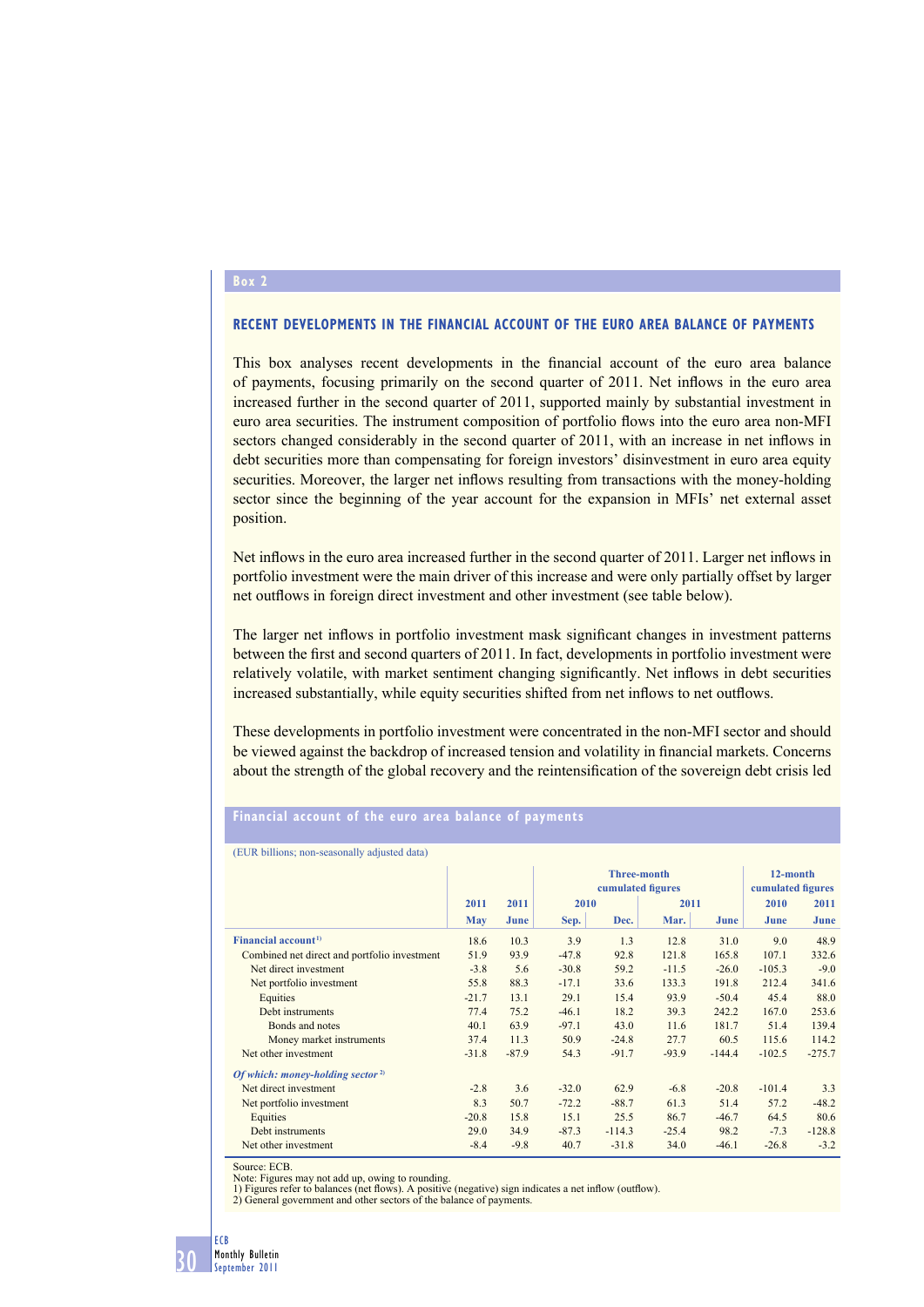**Box 2**

## RECENT DEVELOPMENTS IN THE FINANCIAL ACCOUNT OF THE EURO AREA BALANCE OF PAYMENTS

This box analyses recent developments in the financial account of the euro area balance of payments, focusing primarily on the second quarter of 2011. Net inflows in the euro area increased further in the second quarter of 2011, supported mainly by substantial investment in euro area securities. The instrument composition of portfolio flows into the euro area non-MFI sectors changed considerably in the second quarter of 2011, with an increase in net inflows in debt securities more than compensating for foreign investors' disinvestment in euro area equity securities. Moreover, the larger net inflows resulting from transactions with the money-holding sector since the beginning of the year account for the expansion in MFIs' net external asset position.

Net inflows in the euro area increased further in the second quarter of 2011. Larger net inflows in portfolio investment were the main driver of this increase and were only partially offset by larger net outflows in foreign direct investment and other investment (see table below).

The larger net inflows in portfolio investment mask significant changes in investment patterns between the first and second quarters of 2011. In fact, developments in portfolio investment were relatively volatile, with market sentiment changing significantly. Net inflows in debt securities increased substantially, while equity securities shifted from net inflows to net outflows.

These developments in portfolio investment were concentrated in the non-MFI sector and should be viewed against the backdrop of increased tension and volatility in financial markets. Concerns about the strength of the global recovery and the reintensification of the sovereign debt crisis led

**Financial account of the euro area balance of payments**

(EUR billions; non-seasonally adjusted data)

| | 2011 | 2011 | Three-month cumulated figures | | | | 12-month cumulated figures | |
|---|---|---|---|---|---|---|---|---|
| | | | 2010 | | 2011 | | 2010 | 2011 |
| | May | June | Sep. | Dec. | Mar. | June | June | June |
| **Financial account**[1] | 18.6 | 10.3 | 3.9 | 1.3 | 12.8 | 31.0 | 9.0 | 48.9 |
| Combined net direct and portfolio investment | 51.9 | 93.9 | -47.8 | 92.8 | 121.8 | 165.8 | 107.1 | 332.6 |
| Net direct investment | -3.8 | 5.6 | -30.8 | 59.2 | -11.5 | -26.0 | -105.3 | -9.0 |
| Net portfolio investment | 55.8 | 88.3 | -17.1 | 33.6 | 133.3 | 191.8 | 212.4 | 341.6 |
| Equities | -21.7 | 13.1 | 29.1 | 15.4 | 93.9 | -50.4 | 45.4 | 88.0 |
| Debt instruments | 77.4 | 75.2 | -46.1 | 18.2 | 39.3 | 242.2 | 167.0 | 253.6 |
| Bonds and notes | 40.1 | 63.9 | -97.1 | 43.0 | 11.6 | 181.7 | 51.4 | 139.4 |
| Money market instruments | 37.4 | 11.3 | 50.9 | -24.8 | 27.7 | 60.5 | 115.6 | 114.2 |
| Net other investment | -31.8 | -87.9 | 54.3 | -91.7 | -93.9 | -144.4 | -102.5 | -275.7 |
| ***Of which: money-holding sector***[2] | | | | | | | | |
| Net direct investment | -2.8 | 3.6 | -32.0 | 62.9 | -6.8 | -20.8 | -101.4 | 3.3 |
| Net portfolio investment | 8.3 | 50.7 | -72.2 | -88.7 | 61.3 | 51.4 | 57.2 | -48.2 |
| Equities | -20.8 | 15.8 | 15.1 | 25.5 | 86.7 | -46.7 | 64.5 | 80.6 |
| Debt instruments | 29.0 | 34.9 | -87.3 | -114.3 | -25.4 | 98.2 | -7.3 | -128.8 |
| Net other investment | -8.4 | -9.8 | 40.7 | -31.8 | 34.0 | -46.1 | -26.8 | -3.2 |

Source: ECB.
Note: Figures may not add up, owing to rounding.
1) Figures refer to balances (net flows). A positive (negative) sign indicates a net inflow (outflow).
2) General government and other sectors of the balance of payments.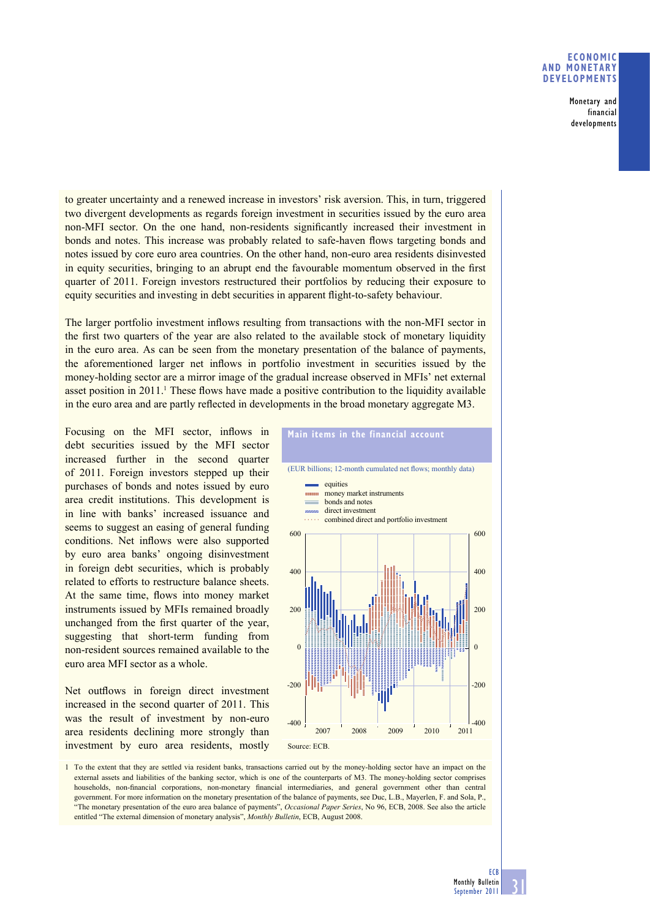to greater uncertainty and a renewed increase in investors' risk aversion. This, in turn, triggered two divergent developments as regards foreign investment in securities issued by the euro area non-MFI sector. On the one hand, non-residents significantly increased their investment in bonds and notes. This increase was probably related to safe-haven flows targeting bonds and notes issued by core euro area countries. On the other hand, non-euro area residents disinvested in equity securities, bringing to an abrupt end the favourable momentum observed in the first quarter of 2011. Foreign investors restructured their portfolios by reducing their exposure to equity securities and investing in debt securities in apparent flight-to-safety behaviour.

The larger portfolio investment inflows resulting from transactions with the non-MFI sector in the first two quarters of the year are also related to the available stock of monetary liquidity in the euro area. As can be seen from the monetary presentation of the balance of payments, the aforementioned larger net inflows in portfolio investment in securities issued by the money-holding sector are a mirror image of the gradual increase observed in MFIs' net external asset position in 2011.[1] These flows have made a positive contribution to the liquidity available in the euro area and are partly reflected in developments in the broad monetary aggregate M3.

Focusing on the MFI sector, inflows in debt securities issued by the MFI sector increased further in the second quarter of 2011. Foreign investors stepped up their purchases of bonds and notes issued by euro area credit institutions. This development is in line with banks' increased issuance and seems to suggest an easing of general funding conditions. Net inflows were also supported by euro area banks' ongoing disinvestment in foreign debt securities, which is probably related to efforts to restructure balance sheets. At the same time, flows into money market instruments issued by MFIs remained broadly unchanged from the first quarter of the year, suggesting that short-term funding from non-resident sources remained available to the euro area MFI sector as a whole.

Net outflows in foreign direct investment increased in the second quarter of 2011. This was the result of investment by non-euro area residents declining more strongly than investment by euro area residents, mostly

**Main items in the financial account**

(EUR billions; 12-month cumulated net flows; monthly data)

- equities
- money market instruments
- bonds and notes
- direct investment
- combined direct and portfolio investment

Source: ECB.

1 To the extent that they are settled via resident banks, transactions carried out by the money-holding sector have an impact on the external assets and liabilities of the banking sector, which is one of the counterparts of M3. The money-holding sector comprises households, non-financial corporations, non-monetary financial intermediaries, and general government other than central government. For more information on the monetary presentation of the balance of payments, see Duc, L.B., Mayerlen, F. and Sola, P., "The monetary presentation of the euro area balance of payments", *Occasional Paper Series*, No 96, ECB, 2008. See also the article entitled "The external dimension of monetary analysis", *Monthly Bulletin*, ECB, August 2008.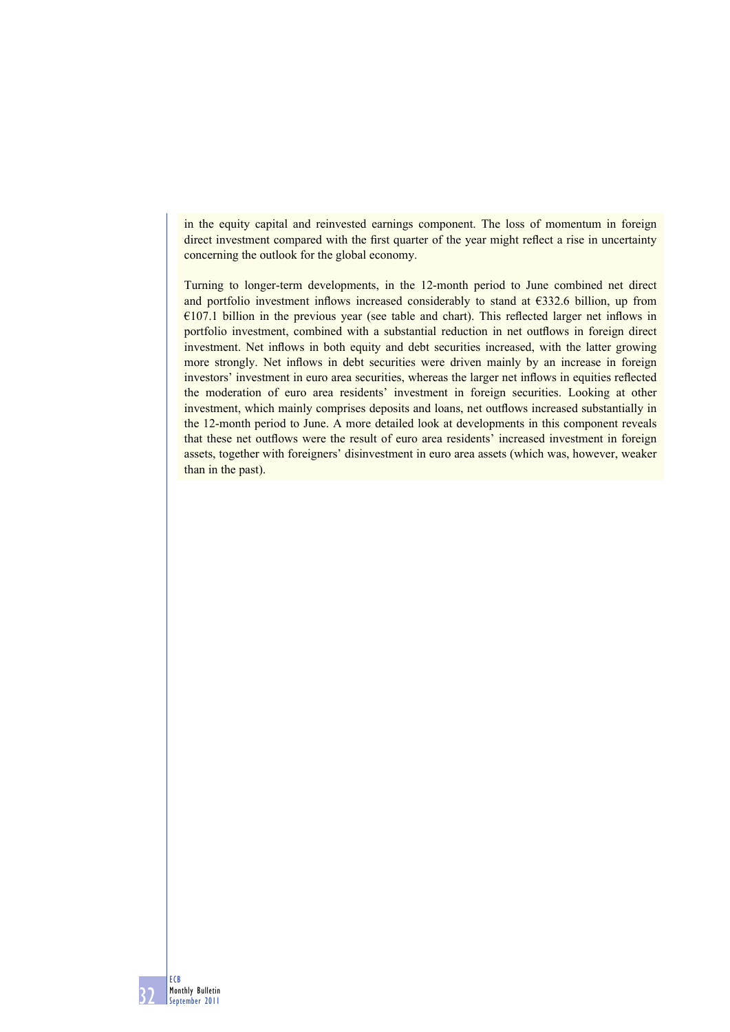in the equity capital and reinvested earnings component. The loss of momentum in foreign direct investment compared with the first quarter of the year might reflect a rise in uncertainty concerning the outlook for the global economy.

Turning to longer-term developments, in the 12-month period to June combined net direct and portfolio investment inflows increased considerably to stand at €332.6 billion, up from €107.1 billion in the previous year (see table and chart). This reflected larger net inflows in portfolio investment, combined with a substantial reduction in net outflows in foreign direct investment. Net inflows in both equity and debt securities increased, with the latter growing more strongly. Net inflows in debt securities were driven mainly by an increase in foreign investors' investment in euro area securities, whereas the larger net inflows in equities reflected the moderation of euro area residents' investment in foreign securities. Looking at other investment, which mainly comprises deposits and loans, net outflows increased substantially in the 12-month period to June. A more detailed look at developments in this component reveals that these net outflows were the result of euro area residents' increased investment in foreign assets, together with foreigners' disinvestment in euro area assets (which was, however, weaker than in the past).